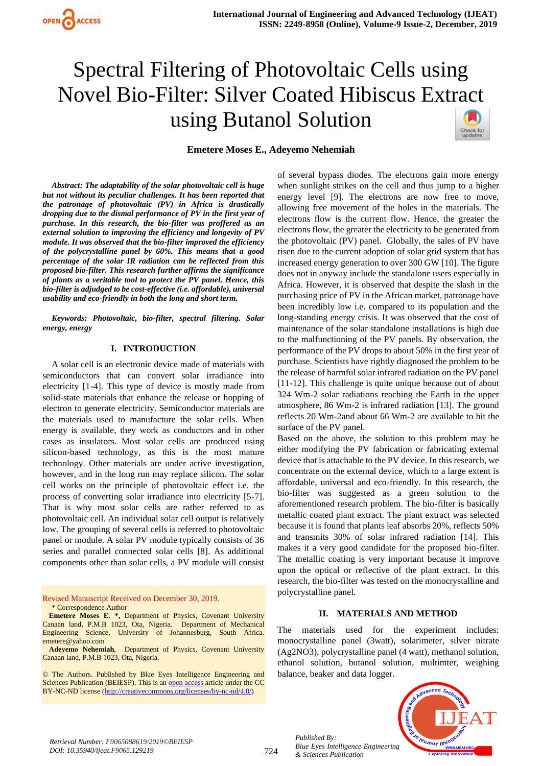# Spectral Filtering of Photovoltaic Cells using Novel Bio-Filter: Silver Coated Hibiscus Extract using Butanol Solution

**Emetere Moses E., Adeyemo Nehemiah**

***Abstract:** The adaptability of the solar photovoltaic cell is huge but not without its peculiar challenges. It has been reported that the patronage of photovoltaic (PV) in Africa is drastically dropping due to the dismal performance of PV in the first year of purchase. In this research, the bio-filter was proffered as an external solution to improving the efficiency and longevity of PV module. It was observed that the bio-filter improved the efficiency of the polycrystalline panel by 60%. This means that a good percentage of the solar IR radiation can be reflected from this proposed bio-filter. This research further affirms the significance of plants as a veritable tool to protect the PV panel. Hence, this bio-filter is adjudged to be cost-effective (i.e. affordable), universal usability and eco-friendly in both the long and short term.*

***Keywords:** Photovoltaic, bio-filter, spectral filtering. Solar energy, energy*

## I. INTRODUCTION

A solar cell is an electronic device made of materials with semiconductors that can convert solar irradiance into electricity [1-4]. This type of device is mostly made from solid-state materials that enhance the release or hopping of electron to generate electricity. Semiconductor materials are the materials used to manufacture the solar cells. When energy is available, they work as conductors and in other cases as insulators. Most solar cells are produced using silicon-based technology, as this is the most mature technology. Other materials are under active investigation, however, and in the long run may replace silicon. The solar cell works on the principle of photovoltaic effect i.e. the process of converting solar irradiance into electricity [5-7]. That is why most solar cells are rather referred to as photovoltaic cell. An individual solar cell output is relatively low. The grouping of several cells is referred to photovoltaic panel or module. A solar PV module typically consists of 36 series and parallel connected solar cells [8]. As additional components other than solar cells, a PV module will consist of several bypass diodes. The electrons gain more energy when sunlight strikes on the cell and thus jump to a higher energy level [9]. The electrons are now free to move, allowing free movement of the holes in the materials. The electrons flow is the current flow. Hence, the greater the electrons flow, the greater the electricity to be generated from the photovoltaic (PV) panel. Globally, the sales of PV have risen due to the current adoption of solar grid system that has increased energy generation to over 300 GW [10]. The figure does not in anyway include the standalone users especially in Africa. However, it is observed that despite the slash in the purchasing price of PV in the African market, patronage have been incredibly low i.e. compared to its population and the long-standing energy crisis. It was observed that the cost of maintenance of the solar standalone installations is high due to the malfunctioning of the PV panels. By observation, the performance of the PV drops to about 50% in the first year of purchase. Scientists have rightly diagnosed the problem to be the release of harmful solar infrared radiation on the PV panel [11-12]. This challenge is quite unique because out of about 324 $Wm^{-2}$ solar radiations reaching the Earth in the upper atmosphere, 86 $Wm^{-2}$ is infrared radiation [13]. The ground reflects 20 $Wm^{-2}$ and about 66 $Wm^{-2}$ are available to hit the surface of the PV panel.

Based on the above, the solution to this problem may be either modifying the PV fabrication or fabricating external device that is attachable to the PV device. In this research, we concentrate on the external device, which to a large extent is affordable, universal and eco-friendly. In this research, the bio-filter was suggested as a green solution to the aforementioned research problem. The bio-filter is basically metallic coated plant extract. The plant extract was selected because it is found that plants leaf absorbs 20%, reflects 50% and transmits 30% of solar infrared radiation [14]. This makes it a very good candidate for the proposed bio-filter. The metallic coating is very important because it improve upon the optical or reflective of the plant extract. In this research, the bio-filter was tested on the monocrystalline and polycrystalline panel.

## II. MATERIALS AND METHOD

The materials used for the experiment includes: monocrystalline panel (3watt), solarimeter, silver nitrate ($Ag_2NO_3$), polycrystalline panel (4 watt), methanol solution, ethanol solution, butanol solution, multimter, weighing balance, beaker and data logger.

Revised Manuscript Received on December 30, 2019.

\* Correspondence Author

**Emetere Moses E. \***, Department of Physics, Covenant University Canaan land, P.M.B 1023, Ota, Nigeria. Department of Mechanical Engineering Science, University of Johannesburg, South Africa. emetere@yahoo.com

**Adeyemo Nehemiah**, Department of Physics, Covenant University Canaan land, P.M.B 1023, Ota, Nigeria.

© The Authors. Published by Blue Eyes Intelligence Engineering and Sciences Publication (BEIESP). This is an open access article under the CC BY-NC-ND license (http://creativecommons.org/licenses/by-nc-nd/4.0/)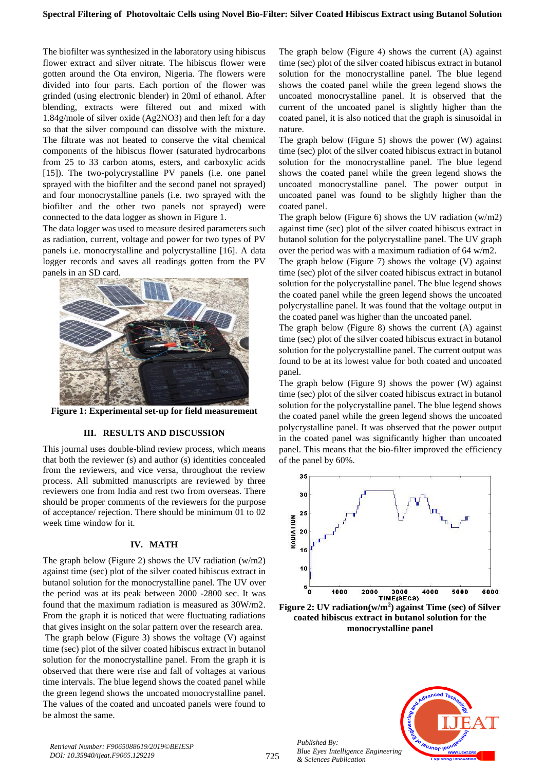The biofilter was synthesized in the laboratory using hibiscus flower extract and silver nitrate. The hibiscus flower were gotten around the Ota environ, Nigeria. The flowers were divided into four parts. Each portion of the flower was grinded (using electronic blender) in 20ml of ethanol. After blending, extracts were filtered out and mixed with 1.84g/mole of silver oxide ($Ag_2NO_3$) and then left for a day so that the silver compound can dissolve with the mixture. The filtrate was not heated to conserve the vital chemical components of the hibiscus flower (saturated hydrocarbons from 25 to 33 carbon atoms, esters, and carboxylic acids [15]). The two-polycrystalline PV panels (i.e. one panel sprayed with the biofilter and the second panel not sprayed) and four monocrystalline panels (i.e. two sprayed with the biofilter and the other two panels not sprayed) were connected to the data logger as shown in Figure 1.

The data logger was used to measure desired parameters such as radiation, current, voltage and power for two types of PV panels i.e. monocrystalline and polycrystalline [16]. A data logger records and saves all readings gotten from the PV panels in an SD card.

**Figure 1: Experimental set-up for field measurement**

## III. RESULTS AND DISCUSSION

This journal uses double-blind review process, which means that both the reviewer (s) and author (s) identities concealed from the reviewers, and vice versa, throughout the review process. All submitted manuscripts are reviewed by three reviewers one from India and rest two from overseas. There should be proper comments of the reviewers for the purpose of acceptance/ rejection. There should be minimum 01 to 02 week time window for it.

## IV. MATH

The graph below (Figure 2) shows the UV radiation (w/m2) against time (sec) plot of the silver coated hibiscus extract in butanol solution for the monocrystalline panel. The UV over the period was at its peak between 2000 -2800 sec. It was found that the maximum radiation is measured as 30W/m2. From the graph it is noticed that were fluctuating radiations that gives insight on the solar pattern over the research area.

The graph below (Figure 3) shows the voltage (V) against time (sec) plot of the silver coated hibiscus extract in butanol solution for the monocrystalline panel. From the graph it is observed that there were rise and fall of voltages at various time intervals. The blue legend shows the coated panel while the green legend shows the uncoated monocrystalline panel. The values of the coated and uncoated panels were found to be almost the same.

The graph below (Figure 4) shows the current (A) against time (sec) plot of the silver coated hibiscus extract in butanol solution for the monocrystalline panel. The blue legend shows the coated panel while the green legend shows the uncoated monocrystalline panel. It is observed that the current of the uncoated panel is slightly higher than the coated panel, it is also noticed that the graph is sinusoidal in nature.

The graph below (Figure 5) shows the power (W) against time (sec) plot of the silver coated hibiscus extract in butanol solution for the monocrystalline panel. The blue legend shows the coated panel while the green legend shows the uncoated monocrystalline panel. The power output in uncoated panel was found to be slightly higher than the coated panel.

The graph below (Figure 6) shows the UV radiation (w/m2) against time (sec) plot of the silver coated hibiscus extract in butanol solution for the polycrystalline panel. The UV graph over the period was with a maximum radiation of 64 w/m2.

The graph below (Figure 7) shows the voltage (V) against time (sec) plot of the silver coated hibiscus extract in butanol solution for the polycrystalline panel. The blue legend shows the coated panel while the green legend shows the uncoated polycrystalline panel. It was found that the voltage output in the coated panel was higher than the uncoated panel.

The graph below (Figure 8) shows the current (A) against time (sec) plot of the silver coated hibiscus extract in butanol solution for the polycrystalline panel. The current output was found to be at its lowest value for both coated and uncoated panel.

The graph below (Figure 9) shows the power (W) against time (sec) plot of the silver coated hibiscus extract in butanol solution for the polycrystalline panel. The blue legend shows the coated panel while the green legend shows the uncoated polycrystalline panel. It was observed that the power output in the coated panel was significantly higher than uncoated panel. This means that the bio-filter improved the efficiency of the panel by 60%.

**Figure 2: UV radiation($w/m^2$) against Time (sec) of Silver coated hibiscus extract in butanol solution for the monocrystalline panel**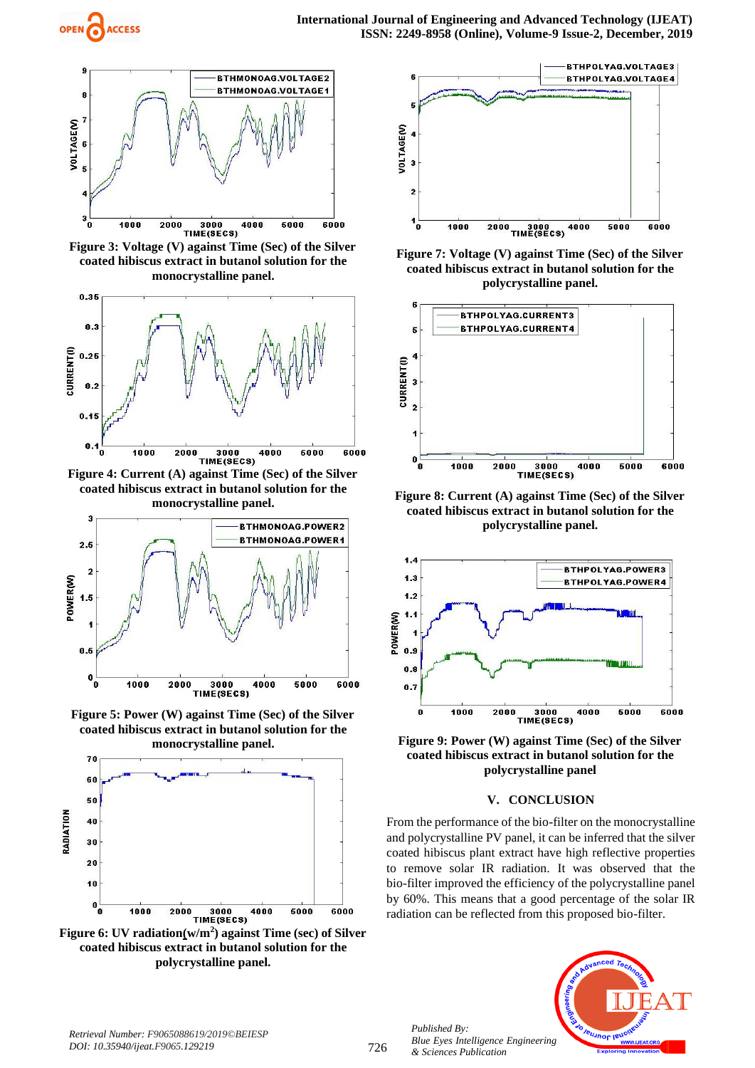Figure 3: Voltage (V) against Time (Sec) of the Silver coated hibiscus extract in butanol solution for the monocrystalline panel.

Figure 4: Current (A) against Time (Sec) of the Silver coated hibiscus extract in butanol solution for the monocrystalline panel.

Figure 5: Power (W) against Time (Sec) of the Silver coated hibiscus extract in butanol solution for the monocrystalline panel.

Figure 6: UV radiation(w/m$^2$) against Time (sec) of Silver coated hibiscus extract in butanol solution for the polycrystalline panel.

Figure 7: Voltage (V) against Time (Sec) of the Silver coated hibiscus extract in butanol solution for the polycrystalline panel.

Figure 8: Current (A) against Time (Sec) of the Silver coated hibiscus extract in butanol solution for the polycrystalline panel.

Figure 9: Power (W) against Time (Sec) of the Silver coated hibiscus extract in butanol solution for the polycrystalline panel

## V. CONCLUSION

From the performance of the bio-filter on the monocrystalline and polycrystalline PV panel, it can be inferred that the silver coated hibiscus plant extract have high reflective properties to remove solar IR radiation. It was observed that the bio-filter improved the efficiency of the polycrystalline panel by 60%. This means that a good percentage of the solar IR radiation can be reflected from this proposed bio-filter.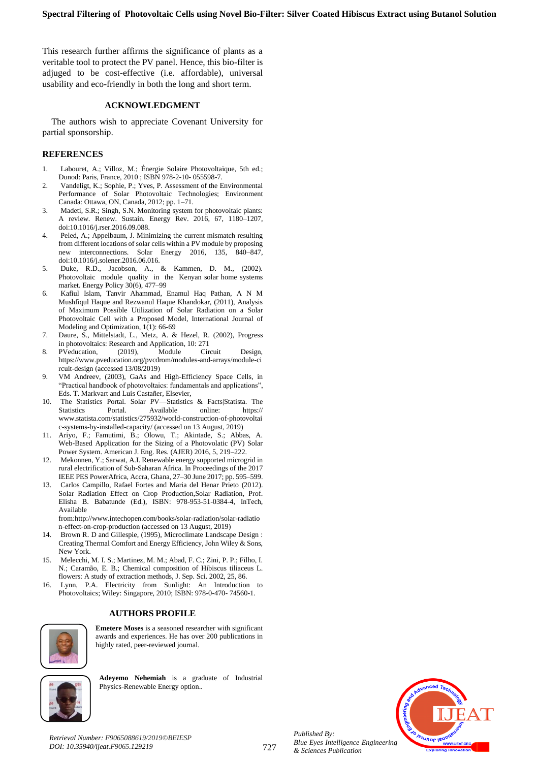This research further affirms the significance of plants as a veritable tool to protect the PV panel. Hence, this bio-filter is adjuged to be cost-effective (i.e. affordable), universal usability and eco-friendly in both the long and short term.

## ACKNOWLEDGMENT

The authors wish to appreciate Covenant University for partial sponsorship.

## REFERENCES

1. Labouret, A.; Villoz, M.; Énergie Solaire Photovoltaïque, 5th ed.; Dunod: Paris, France, 2010 ; ISBN 978-2-10- 055598-7.
2. Vandeligt, K.; Sophie, P.; Yves, P. Assessment of the Environmental Performance of Solar Photovoltaic Technologies; Environment Canada: Ottawa, ON, Canada, 2012; pp. 1–71.
3. Madeti, S.R.; Singh, S.N. Monitoring system for photovoltaic plants: A review. Renew. Sustain. Energy Rev. 2016, 67, 1180–1207, doi:10.1016/j.rser.2016.09.088.
4. Peled, A.; Appelbaum, J. Minimizing the current mismatch resulting from different locations of solar cells within a PV module by proposing new interconnections. Solar Energy 2016, 135, 840–847, doi:10.1016/j.solener.2016.06.016.
5. Duke, R.D., Jacobson, A., & Kammen, D. M., (2002). Photovoltaic module quality in the Kenyan solar home systems market. Energy Policy 30(6), 477–99
6. Kafiul Islam, Tanvir Ahammad, Enamul Haq Pathan, A N M Mushfiqul Haque and Rezwanul Haque Khandokar, (2011), Analysis of Maximum Possible Utilization of Solar Radiation on a Solar Photovoltaic Cell with a Proposed Model, International Journal of Modeling and Optimization, 1(1): 66-69
7. Daure, S., Mittelstadt, L., Metz, A. & Hezel, R. (2002), Progress in photovoltaics: Research and Application, 10: 271
8. PVeducation, (2019), Module Circuit Design, https://www.pveducation.org/pvcdrom/modules-and-arrays/module-circuit-design (accessed 13/08/2019)
9. VM Andreev, (2003), GaAs and High-Efficiency Space Cells, in "Practical handbook of photovoltaics: fundamentals and applications", Eds. T. Markvart and Luis Castañer, Elsevier,
10. The Statistics Portal. Solar PV—Statistics & Facts|Statista. The Statistics Portal. Available online: https:// www.statista.com/statistics/275932/world-construction-of-photovoltaic-systems-by-installed-capacity/ (accessed on 13 August, 2019)
11. Ariyo, F.; Famutimi, B.; Olowu, T.; Akintade, S.; Abbas, A. Web-Based Application for the Sizing of a Photovolatic (PV) Solar Power System. American J. Eng. Res. (AJER) 2016, 5, 219–222.
12. Mekonnen, Y.; Sarwat, A.I. Renewable energy supported microgrid in rural electrification of Sub-Saharan Africa. In Proceedings of the 2017 IEEE PES PowerAfrica, Accra, Ghana, 27–30 June 2017; pp. 595–599.
13. Carlos Campillo, Rafael Fortes and Maria del Henar Prieto (2012). Solar Radiation Effect on Crop Production,Solar Radiation, Prof. Elisha B. Babatunde (Ed.), ISBN: 978-953-51-0384-4, InTech, Available from:http://www.intechopen.com/books/solar-radiation/solar-radiation-effect-on-crop-production (accessed on 13 August, 2019)
14. Brown R. D and Gillespie, (1995), Microclimate Landscape Design : Creating Thermal Comfort and Energy Efficiency, John Wiley & Sons, New York.
15. Melecchi, M. I. S.; Martinez, M. M.; Abad, F. C.; Zini, P. P.; Filho, I. N.; Caramão, E. B.; Chemical composition of Hibiscus tiliaceus L. flowers: A study of extraction methods, J. Sep. Sci. 2002, 25, 86.
16. Lynn, P.A. Electricity from Sunlight: An Introduction to Photovoltaics; Wiley: Singapore, 2010; ISBN: 978-0-470- 74560-1.

## AUTHORS PROFILE

**Emetere Moses** is a seasoned researcher with significant awards and experiences. He has over 200 publications in highly rated, peer-reviewed journal.

**Adeyemo Nehemiah** is a graduate of Industrial Physics-Renewable Energy option..